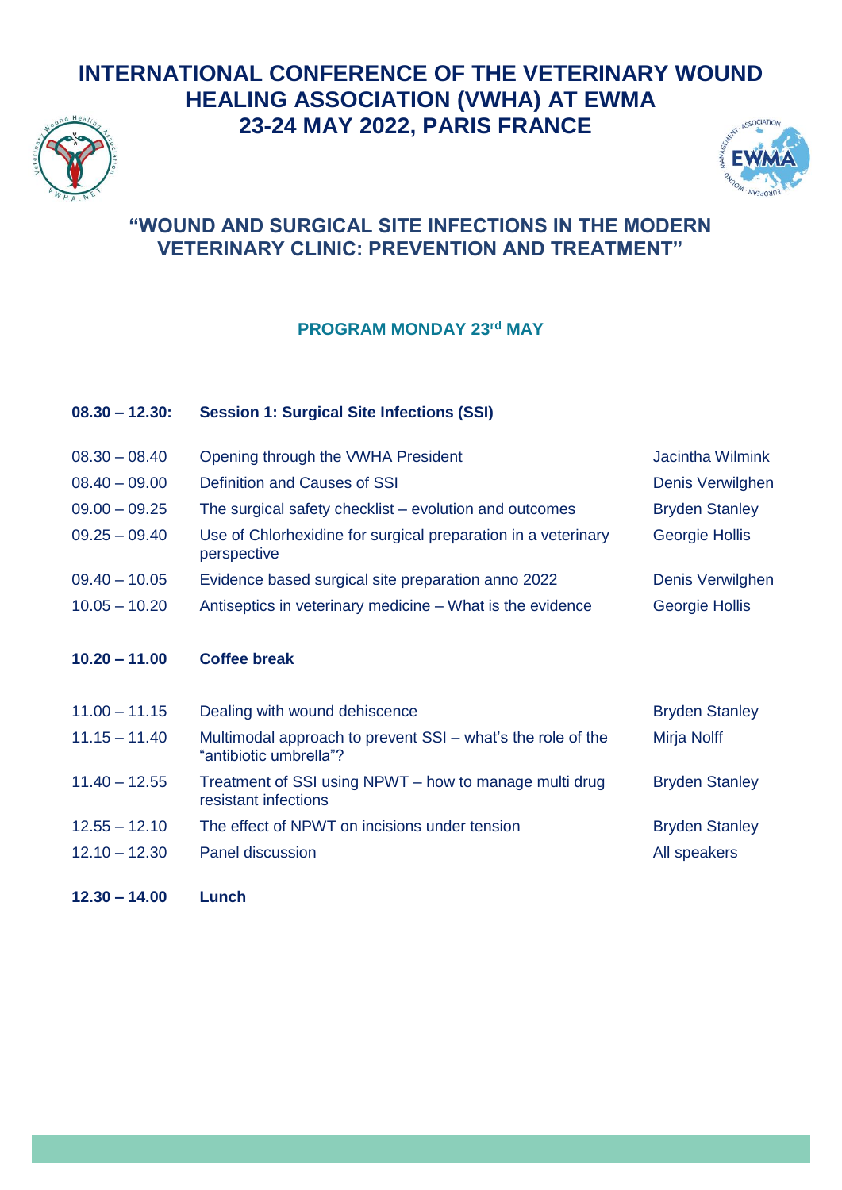# INTERNATIONAL CONFERENCE OF THE VETERINARY WOUND HEALING ASSOCIATION (VWHA) AT EWMA 23-24 MAY 2022, PARIS FRANCE

## "WOUND AND SURGICAL SITE INFECTIONS IN THE MODERN VETERINARY CLINIC: PREVENTION AND TREATMENT"

### PROGRAM MONDAY 23rd MAY

| | | |
|---|---|---|
| **08.30 – 12.30:** | **Session 1: Surgical Site Infections (SSI)** | |
| 08.30 – 08.40 | Opening through the VWHA President | Jacintha Wilmink |
| 08.40 – 09.00 | Definition and Causes of SSI | Denis Verwilghen |
| 09.00 – 09.25 | The surgical safety checklist – evolution and outcomes | Bryden Stanley |
| 09.25 – 09.40 | Use of Chlorhexidine for surgical preparation in a veterinary perspective | Georgie Hollis |
| 09.40 – 10.05 | Evidence based surgical site preparation anno 2022 | Denis Verwilghen |
| 10.05 – 10.20 | Antiseptics in veterinary medicine – What is the evidence | Georgie Hollis |
| **10.20 – 11.00** | **Coffee break** | |
| 11.00 – 11.15 | Dealing with wound dehiscence | Bryden Stanley |
| 11.15 – 11.40 | Multimodal approach to prevent SSI – what's the role of the "antibiotic umbrella"? | Mirja Nolff |
| 11.40 – 12.55 | Treatment of SSI using NPWT – how to manage multi drug resistant infections | Bryden Stanley |
| 12.55 – 12.10 | The effect of NPWT on incisions under tension | Bryden Stanley |
| 12.10 – 12.30 | Panel discussion | All speakers |
| **12.30 – 14.00** | **Lunch** | |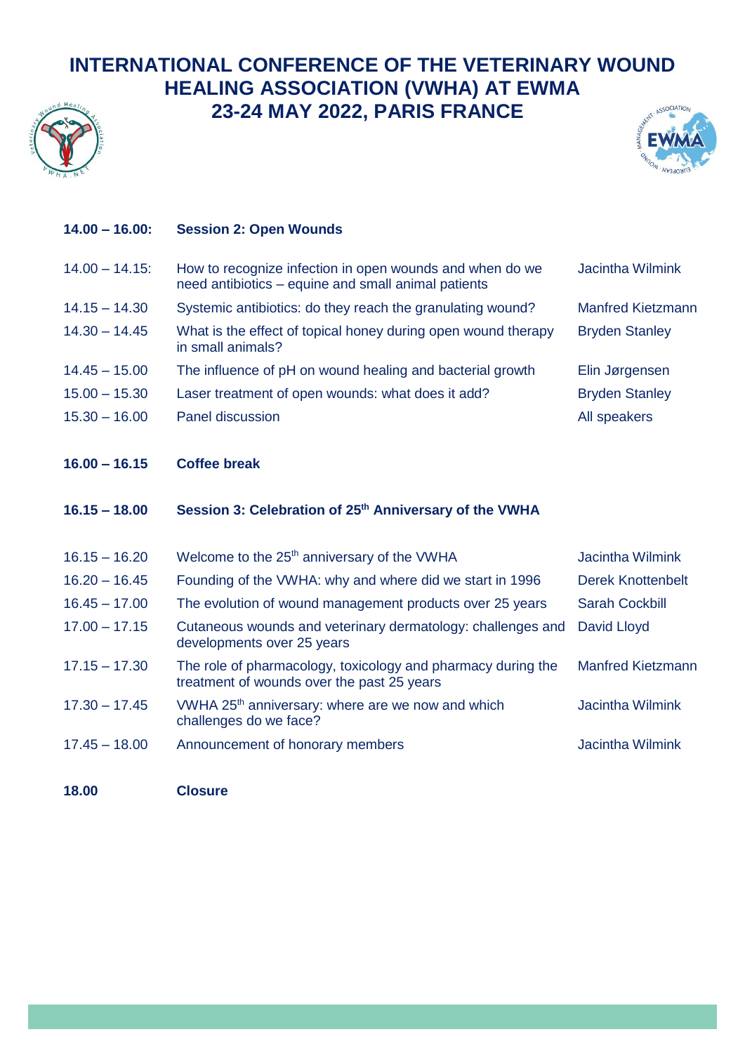# INTERNATIONAL CONFERENCE OF THE VETERINARY WOUND HEALING ASSOCIATION (VWHA) AT EWMA 23-24 MAY 2022, PARIS FRANCE

| | | |
|---|---|---|
| **14.00 – 16.00:** | **Session 2: Open Wounds** | |
| 14.00 – 14.15: | How to recognize infection in open wounds and when do we need antibiotics – equine and small animal patients | Jacintha Wilmink |
| 14.15 – 14.30 | Systemic antibiotics: do they reach the granulating wound? | Manfred Kietzmann |
| 14.30 – 14.45 | What is the effect of topical honey during open wound therapy in small animals? | Bryden Stanley |
| 14.45 – 15.00 | The influence of pH on wound healing and bacterial growth | Elin Jørgensen |
| 15.00 – 15.30 | Laser treatment of open wounds: what does it add? | Bryden Stanley |
| 15.30 – 16.00 | Panel discussion | All speakers |
| **16.00 – 16.15** | **Coffee break** | |
| **16.15 – 18.00** | **Session 3: Celebration of 25th Anniversary of the VWHA** | |
| 16.15 – 16.20 | Welcome to the 25th anniversary of the VWHA | Jacintha Wilmink |
| 16.20 – 16.45 | Founding of the VWHA: why and where did we start in 1996 | Derek Knottenbelt |
| 16.45 – 17.00 | The evolution of wound management products over 25 years | Sarah Cockbill |
| 17.00 – 17.15 | Cutaneous wounds and veterinary dermatology: challenges and developments over 25 years | David Lloyd |
| 17.15 – 17.30 | The role of pharmacology, toxicology and pharmacy during the treatment of wounds over the past 25 years | Manfred Kietzmann |
| 17.30 – 17.45 | VWHA 25th anniversary: where are we now and which challenges do we face? | Jacintha Wilmink |
| 17.45 – 18.00 | Announcement of honorary members | Jacintha Wilmink |
| **18.00** | **Closure** | |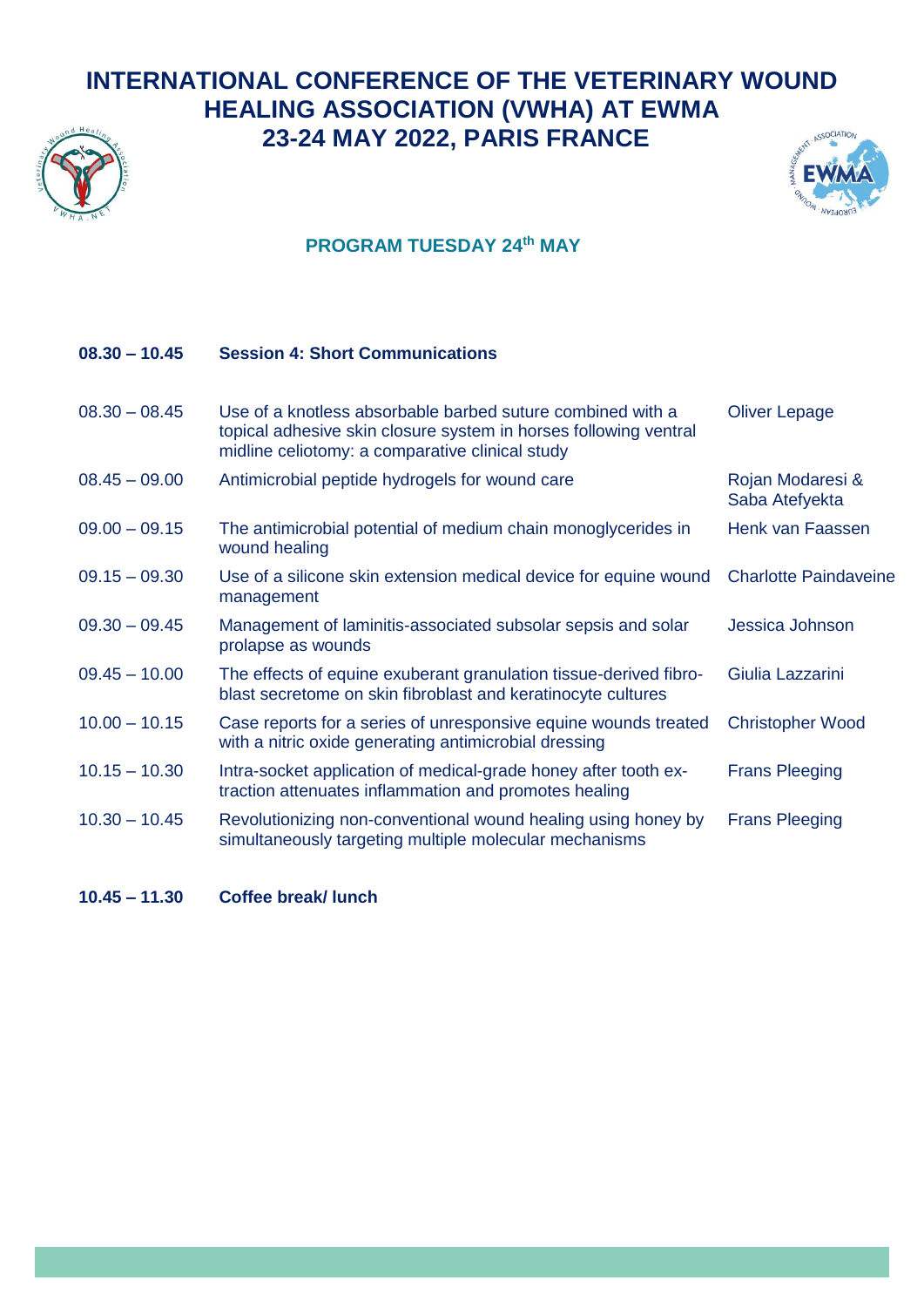# INTERNATIONAL CONFERENCE OF THE VETERINARY WOUND HEALING ASSOCIATION (VWHA) AT EWMA 23-24 MAY 2022, PARIS FRANCE

## PROGRAM TUESDAY 24th MAY

| | | |
|---|---|---|
| **08.30 – 10.45** | **Session 4: Short Communications** | |
| 08.30 – 08.45 | Use of a knotless absorbable barbed suture combined with a topical adhesive skin closure system in horses following ventral midline celiotomy: a comparative clinical study | Oliver Lepage |
| 08.45 – 09.00 | Antimicrobial peptide hydrogels for wound care | Rojan Modaresi & Saba Atefyekta |
| 09.00 – 09.15 | The antimicrobial potential of medium chain monoglycerides in wound healing | Henk van Faassen |
| 09.15 – 09.30 | Use of a silicone skin extension medical device for equine wound management | Charlotte Paindaveine |
| 09.30 – 09.45 | Management of laminitis-associated subsolar sepsis and solar prolapse as wounds | Jessica Johnson |
| 09.45 – 10.00 | The effects of equine exuberant granulation tissue-derived fibroblast secretome on skin fibroblast and keratinocyte cultures | Giulia Lazzarini |
| 10.00 – 10.15 | Case reports for a series of unresponsive equine wounds treated with a nitric oxide generating antimicrobial dressing | Christopher Wood |
| 10.15 – 10.30 | Intra-socket application of medical-grade honey after tooth extraction attenuates inflammation and promotes healing | Frans Pleeging |
| 10.30 – 10.45 | Revolutionizing non-conventional wound healing using honey by simultaneously targeting multiple molecular mechanisms | Frans Pleeging |
| **10.45 – 11.30** | **Coffee break/ lunch** | |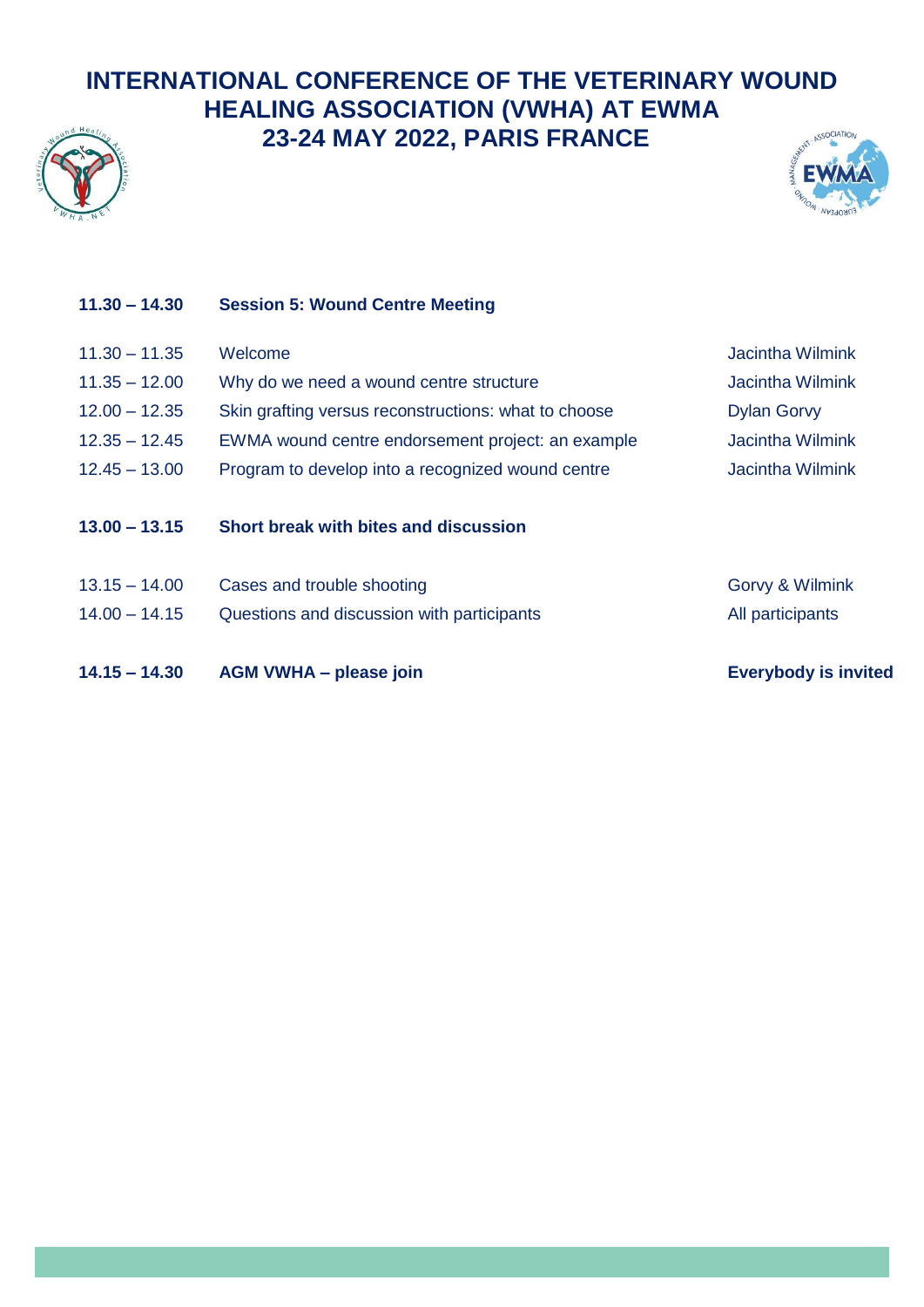# INTERNATIONAL CONFERENCE OF THE VETERINARY WOUND HEALING ASSOCIATION (VWHA) AT EWMA 23-24 MAY 2022, PARIS FRANCE

| | | |
|---|---|---|
| **11.30 – 14.30** | **Session 5: Wound Centre Meeting** | |
| 11.30 – 11.35 | Welcome | Jacintha Wilmink |
| 11.35 – 12.00 | Why do we need a wound centre structure | Jacintha Wilmink |
| 12.00 – 12.35 | Skin grafting versus reconstructions: what to choose | Dylan Gorvy |
| 12.35 – 12.45 | EWMA wound centre endorsement project: an example | Jacintha Wilmink |
| 12.45 – 13.00 | Program to develop into a recognized wound centre | Jacintha Wilmink |
| **13.00 – 13.15** | **Short break with bites and discussion** | |
| 13.15 – 14.00 | Cases and trouble shooting | Gorvy & Wilmink |
| 14.00 – 14.15 | Questions and discussion with participants | All participants |
| **14.15 – 14.30** | **AGM VWHA – please join** | **Everybody is invited** |